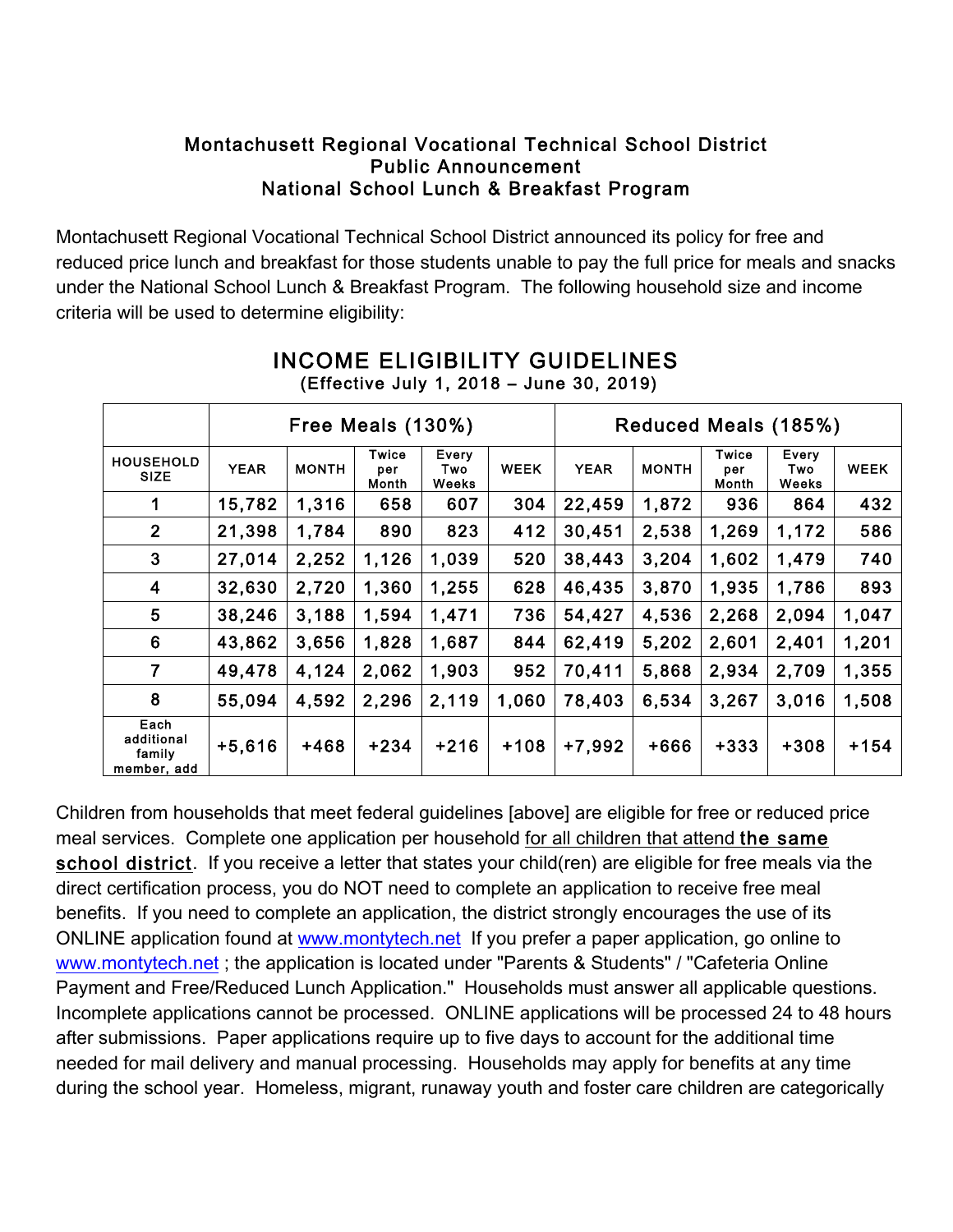**Montachusett Regional Vocational Technical School District**
**Public Announcement**
**National School Lunch & Breakfast Program**

Montachusett Regional Vocational Technical School District announced its policy for free and reduced price lunch and breakfast for those students unable to pay the full price for meals and snacks under the National School Lunch & Breakfast Program. The following household size and income criteria will be used to determine eligibility:

## INCOME ELIGIBILITY GUIDELINES

(Effective July 1, 2018 – June 30, 2019)

| | Free Meals (130%) | | | | | Reduced Meals (185%) | | | | |
|---|---|---|---|---|---|---|---|---|---|---|
| HOUSEHOLD SIZE | YEAR | MONTH | Twice per Month | Every Two Weeks | WEEK | YEAR | MONTH | Twice per Month | Every Two Weeks | WEEK |
| 1 | 15,782 | 1,316 | 658 | 607 | 304 | 22,459 | 1,872 | 936 | 864 | 432 |
| 2 | 21,398 | 1,784 | 890 | 823 | 412 | 30,451 | 2,538 | 1,269 | 1,172 | 586 |
| 3 | 27,014 | 2,252 | 1,126 | 1,039 | 520 | 38,443 | 3,204 | 1,602 | 1,479 | 740 |
| 4 | 32,630 | 2,720 | 1,360 | 1,255 | 628 | 46,435 | 3,870 | 1,935 | 1,786 | 893 |
| 5 | 38,246 | 3,188 | 1,594 | 1,471 | 736 | 54,427 | 4,536 | 2,268 | 2,094 | 1,047 |
| 6 | 43,862 | 3,656 | 1,828 | 1,687 | 844 | 62,419 | 5,202 | 2,601 | 2,401 | 1,201 |
| 7 | 49,478 | 4,124 | 2,062 | 1,903 | 952 | 70,411 | 5,868 | 2,934 | 2,709 | 1,355 |
| 8 | 55,094 | 4,592 | 2,296 | 2,119 | 1,060 | 78,403 | 6,534 | 3,267 | 3,016 | 1,508 |
| Each additional family member, add | +5,616 | +468 | +234 | +216 | +108 | +7,992 | +666 | +333 | +308 | +154 |

Children from households that meet federal guidelines [above] are eligible for free or reduced price meal services. Complete one application per household for all children that attend **the same school district**. If you receive a letter that states your child(ren) are eligible for free meals via the direct certification process, you do NOT need to complete an application to receive free meal benefits. If you need to complete an application, the district strongly encourages the use of its ONLINE application found at www.montytech.net If you prefer a paper application, go online to www.montytech.net ; the application is located under "Parents & Students" / "Cafeteria Online Payment and Free/Reduced Lunch Application." Households must answer all applicable questions. Incomplete applications cannot be processed. ONLINE applications will be processed 24 to 48 hours after submissions. Paper applications require up to five days to account for the additional time needed for mail delivery and manual processing. Households may apply for benefits at any time during the school year. Homeless, migrant, runaway youth and foster care children are categorically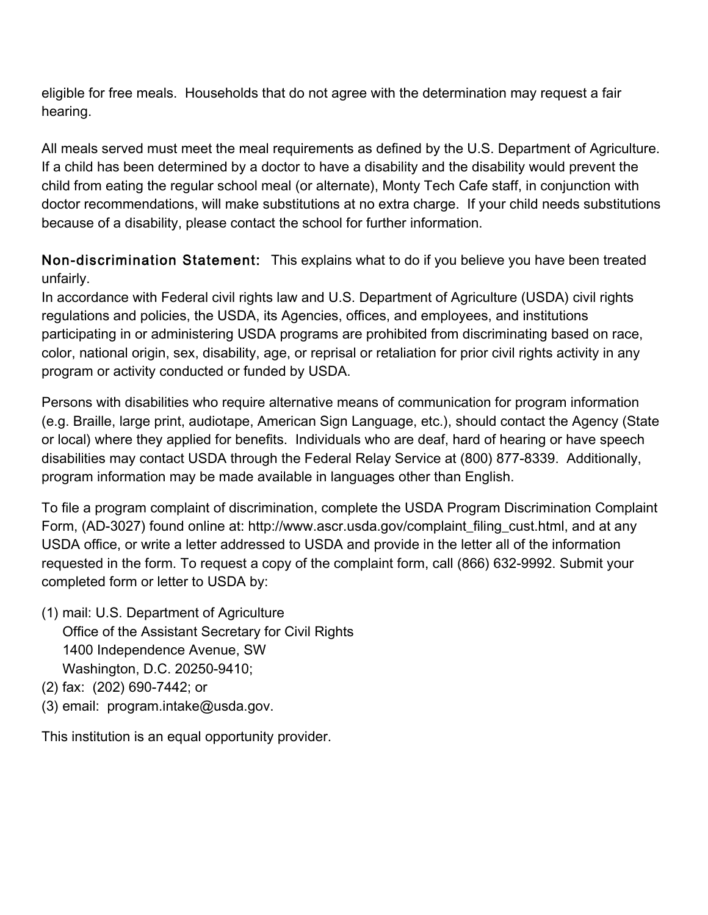eligible for free meals. Households that do not agree with the determination may request a fair hearing.

All meals served must meet the meal requirements as defined by the U.S. Department of Agriculture. If a child has been determined by a doctor to have a disability and the disability would prevent the child from eating the regular school meal (or alternate), Monty Tech Cafe staff, in conjunction with doctor recommendations, will make substitutions at no extra charge. If your child needs substitutions because of a disability, please contact the school for further information.

**Non-discrimination Statement:** This explains what to do if you believe you have been treated unfairly.
In accordance with Federal civil rights law and U.S. Department of Agriculture (USDA) civil rights regulations and policies, the USDA, its Agencies, offices, and employees, and institutions participating in or administering USDA programs are prohibited from discriminating based on race, color, national origin, sex, disability, age, or reprisal or retaliation for prior civil rights activity in any program or activity conducted or funded by USDA.

Persons with disabilities who require alternative means of communication for program information (e.g. Braille, large print, audiotape, American Sign Language, etc.), should contact the Agency (State or local) where they applied for benefits. Individuals who are deaf, hard of hearing or have speech disabilities may contact USDA through the Federal Relay Service at (800) 877-8339. Additionally, program information may be made available in languages other than English.

To file a program complaint of discrimination, complete the USDA Program Discrimination Complaint Form, (AD-3027) found online at: http://www.ascr.usda.gov/complaint_filing_cust.html, and at any USDA office, or write a letter addressed to USDA and provide in the letter all of the information requested in the form. To request a copy of the complaint form, call (866) 632-9992. Submit your completed form or letter to USDA by:

(1) mail: U.S. Department of Agriculture
Office of the Assistant Secretary for Civil Rights
1400 Independence Avenue, SW
Washington, D.C. 20250-9410;
(2) fax: (202) 690-7442; or
(3) email: program.intake@usda.gov.

This institution is an equal opportunity provider.